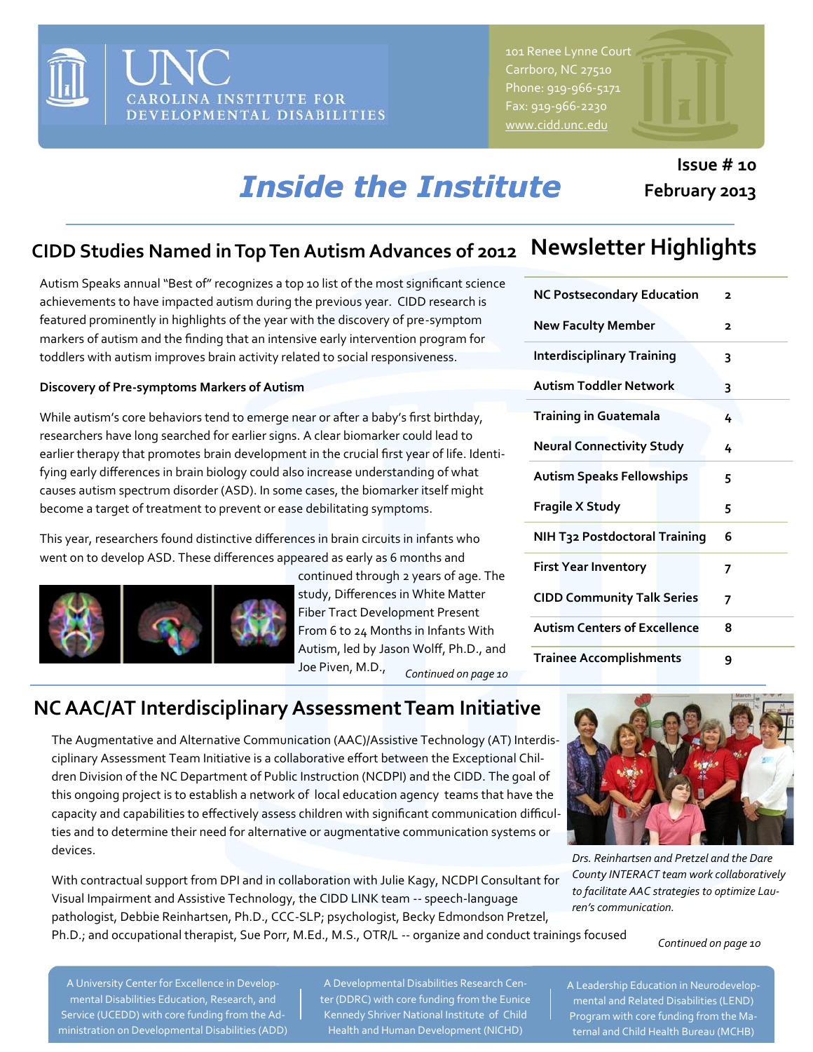# UNC CAROLINA INSTITUTE FOR DEVELOPMENTAL DISABILITIES

101 Renee Lynne Court
Carrboro, NC 27510
Phone: 919-966-5171
Fax: 919-966-2230
www.cidd.unc.edu

# Inside the Institute

**Issue # 10**
**February 2013**

## CIDD Studies Named in Top Ten Autism Advances of 2012

Autism Speaks annual "Best of" recognizes a top 10 list of the most significant science achievements to have impacted autism during the previous year. CIDD research is featured prominently in highlights of the year with the discovery of pre-symptom markers of autism and the finding that an intensive early intervention program for toddlers with autism improves brain activity related to social responsiveness.

**Discovery of Pre-symptoms Markers of Autism**

While autism's core behaviors tend to emerge near or after a baby's first birthday, researchers have long searched for earlier signs. A clear biomarker could lead to earlier therapy that promotes brain development in the crucial first year of life. Identifying early differences in brain biology could also increase understanding of what causes autism spectrum disorder (ASD). In some cases, the biomarker itself might become a target of treatment to prevent or ease debilitating symptoms.

This year, researchers found distinctive differences in brain circuits in infants who went on to develop ASD. These differences appeared as early as 6 months and continued through 2 years of age. The study, Differences in White Matter Fiber Tract Development Present From 6 to 24 Months in Infants With Autism, led by Jason Wolff, Ph.D., and Joe Piven, M.D.,

*Continued on page 10*

## Newsletter Highlights

| | |
|---|---|
| NC Postsecondary Education | 2 |
| New Faculty Member | 2 |
| Interdisciplinary Training | 3 |
| Autism Toddler Network | 3 |
| Training in Guatemala | 4 |
| Neural Connectivity Study | 4 |
| Autism Speaks Fellowships | 5 |
| Fragile X Study | 5 |
| NIH T32 Postdoctoral Training | 6 |
| First Year Inventory | 7 |
| CIDD Community Talk Series | 7 |
| Autism Centers of Excellence | 8 |
| Trainee Accomplishments | 9 |

## NC AAC/AT Interdisciplinary Assessment Team Initiative

The Augmentative and Alternative Communication (AAC)/Assistive Technology (AT) Interdisciplinary Assessment Team Initiative is a collaborative effort between the Exceptional Children Division of the NC Department of Public Instruction (NCDPI) and the CIDD. The goal of this ongoing project is to establish a network of local education agency teams that have the capacity and capabilities to effectively assess children with significant communication difficulties and to determine their need for alternative or augmentative communication systems or devices.

With contractual support from DPI and in collaboration with Julie Kagy, NCDPI Consultant for Visual Impairment and Assistive Technology, the CIDD LINK team -- speech-language pathologist, Debbie Reinhartsen, Ph.D., CCC-SLP; psychologist, Becky Edmondson Pretzel, Ph.D.; and occupational therapist, Sue Porr, M.Ed., M.S., OTR/L -- organize and conduct trainings focused

*Drs. Reinhartsen and Pretzel and the Dare County INTERACT team work collaboratively to facilitate AAC strategies to optimize Lauren's communication.*

*Continued on page 10*

A University Center for Excellence in Developmental Disabilities Education, Research, and Service (UCEDD) with core funding from the Administration on Developmental Disabilities (ADD)

A Developmental Disabilities Research Center (DDRC) with core funding from the Eunice Kennedy Shriver National Institute of Child Health and Human Development (NICHD)

A Leadership Education in Neurodevelopmental and Related Disabilities (LEND) Program with core funding from the Maternal and Child Health Bureau (MCHB)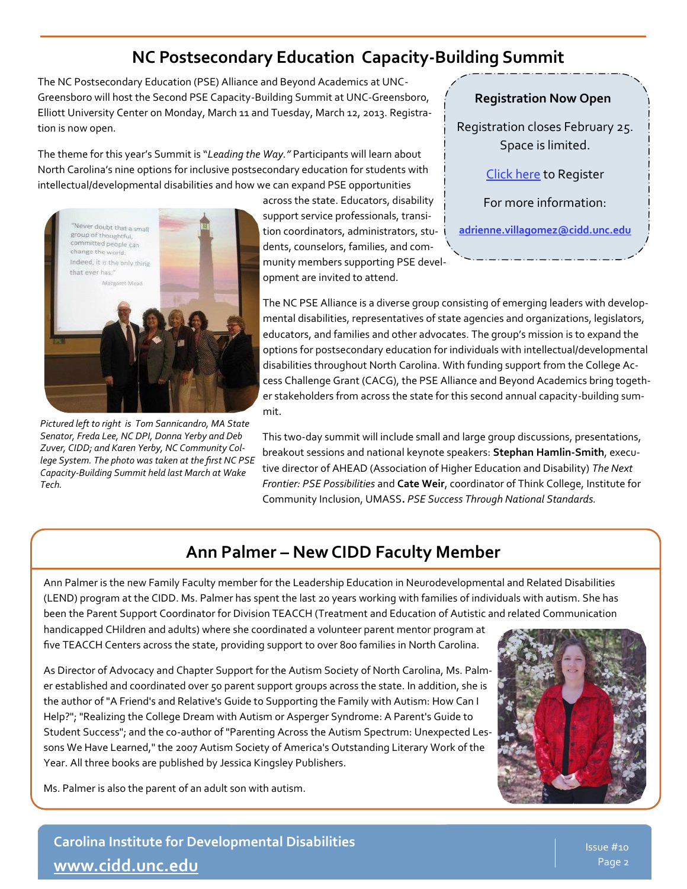## NC Postsecondary Education Capacity-Building Summit

The NC Postsecondary Education (PSE) Alliance and Beyond Academics at UNC-Greensboro will host the Second PSE Capacity-Building Summit at UNC-Greensboro, Elliott University Center on Monday, March 11 and Tuesday, March 12, 2013. Registration is now open.

The theme for this year's Summit is "*Leading the Way."* Participants will learn about North Carolina's nine options for inclusive postsecondary education for students with intellectual/developmental disabilities and how we can expand PSE opportunities across the state. Educators, disability support service professionals, transition coordinators, administrators, students, counselors, families, and community members supporting PSE development are invited to attend.

**Registration Now Open**

Registration closes February 25. Space is limited.

Click here to Register

For more information:

**adrienne.villagomez@cidd.unc.edu**

*Pictured left to right is Tom Sannicandro, MA State Senator, Freda Lee, NC DPI, Donna Yerby and Deb Zuver, CIDD; and Karen Yerby, NC Community College System. The photo was taken at the first NC PSE Capacity-Building Summit held last March at Wake Tech.*

The NC PSE Alliance is a diverse group consisting of emerging leaders with developmental disabilities, representatives of state agencies and organizations, legislators, educators, and families and other advocates. The group's mission is to expand the options for postsecondary education for individuals with intellectual/developmental disabilities throughout North Carolina. With funding support from the College Access Challenge Grant (CACG), the PSE Alliance and Beyond Academics bring together stakeholders from across the state for this second annual capacity-building summit.

This two-day summit will include small and large group discussions, presentations, breakout sessions and national keynote speakers: **Stephan Hamlin-Smith**, executive director of AHEAD (Association of Higher Education and Disability) *The Next Frontier: PSE Possibilities* and **Cate Weir**, coordinator of Think College, Institute for Community Inclusion, UMASS**.** *PSE Success Through National Standards.*

## Ann Palmer – New CIDD Faculty Member

Ann Palmer is the new Family Faculty member for the Leadership Education in Neurodevelopmental and Related Disabilities (LEND) program at the CIDD. Ms. Palmer has spent the last 20 years working with families of individuals with autism. She has been the Parent Support Coordinator for Division TEACCH (Treatment and Education of Autistic and related Communication handicapped CHildren and adults) where she coordinated a volunteer parent mentor program at five TEACCH Centers across the state, providing support to over 800 families in North Carolina.

As Director of Advocacy and Chapter Support for the Autism Society of North Carolina, Ms. Palmer established and coordinated over 50 parent support groups across the state. In addition, she is the author of "A Friend's and Relative's Guide to Supporting the Family with Autism: How Can I Help?"; "Realizing the College Dream with Autism or Asperger Syndrome: A Parent's Guide to Student Success"; and the co-author of "Parenting Across the Autism Spectrum: Unexpected Lessons We Have Learned," the 2007 Autism Society of America's Outstanding Literary Work of the Year. All three books are published by Jessica Kingsley Publishers.

Ms. Palmer is also the parent of an adult son with autism.

**Carolina Institute for Developmental Disabilities**
**www.cidd.unc.edu**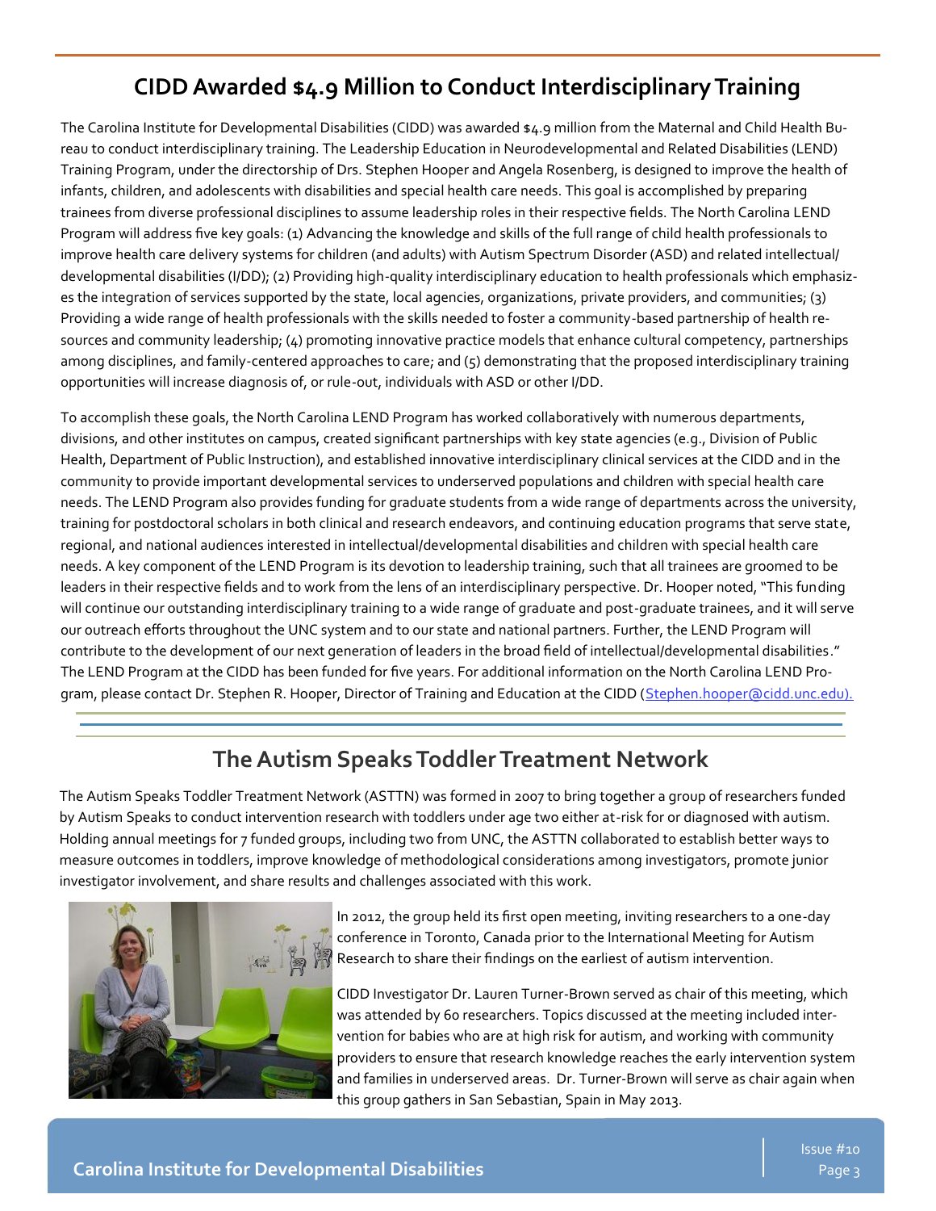## CIDD Awarded $4.9 Million to Conduct Interdisciplinary Training

The Carolina Institute for Developmental Disabilities (CIDD) was awarded $4.9 million from the Maternal and Child Health Bureau to conduct interdisciplinary training. The Leadership Education in Neurodevelopmental and Related Disabilities (LEND) Training Program, under the directorship of Drs. Stephen Hooper and Angela Rosenberg, is designed to improve the health of infants, children, and adolescents with disabilities and special health care needs. This goal is accomplished by preparing trainees from diverse professional disciplines to assume leadership roles in their respective fields. The North Carolina LEND Program will address five key goals: (1) Advancing the knowledge and skills of the full range of child health professionals to improve health care delivery systems for children (and adults) with Autism Spectrum Disorder (ASD) and related intellectual/developmental disabilities (I/DD); (2) Providing high-quality interdisciplinary education to health professionals which emphasizes the integration of services supported by the state, local agencies, organizations, private providers, and communities; (3) Providing a wide range of health professionals with the skills needed to foster a community-based partnership of health resources and community leadership; (4) promoting innovative practice models that enhance cultural competency, partnerships among disciplines, and family-centered approaches to care; and (5) demonstrating that the proposed interdisciplinary training opportunities will increase diagnosis of, or rule-out, individuals with ASD or other I/DD.

To accomplish these goals, the North Carolina LEND Program has worked collaboratively with numerous departments, divisions, and other institutes on campus, created significant partnerships with key state agencies (e.g., Division of Public Health, Department of Public Instruction), and established innovative interdisciplinary clinical services at the CIDD and in the community to provide important developmental services to underserved populations and children with special health care needs. The LEND Program also provides funding for graduate students from a wide range of departments across the university, training for postdoctoral scholars in both clinical and research endeavors, and continuing education programs that serve state, regional, and national audiences interested in intellectual/developmental disabilities and children with special health care needs. A key component of the LEND Program is its devotion to leadership training, such that all trainees are groomed to be leaders in their respective fields and to work from the lens of an interdisciplinary perspective. Dr. Hooper noted, "This funding will continue our outstanding interdisciplinary training to a wide range of graduate and post-graduate trainees, and it will serve our outreach efforts throughout the UNC system and to our state and national partners. Further, the LEND Program will contribute to the development of our next generation of leaders in the broad field of intellectual/developmental disabilities." The LEND Program at the CIDD has been funded for five years. For additional information on the North Carolina LEND Program, please contact Dr. Stephen R. Hooper, Director of Training and Education at the CIDD (Stephen.hooper@cidd.unc.edu).

## The Autism Speaks Toddler Treatment Network

The Autism Speaks Toddler Treatment Network (ASTTN) was formed in 2007 to bring together a group of researchers funded by Autism Speaks to conduct intervention research with toddlers under age two either at-risk for or diagnosed with autism. Holding annual meetings for 7 funded groups, including two from UNC, the ASTTN collaborated to establish better ways to measure outcomes in toddlers, improve knowledge of methodological considerations among investigators, promote junior investigator involvement, and share results and challenges associated with this work.

In 2012, the group held its first open meeting, inviting researchers to a one-day conference in Toronto, Canada prior to the International Meeting for Autism Research to share their findings on the earliest of autism intervention.

CIDD Investigator Dr. Lauren Turner-Brown served as chair of this meeting, which was attended by 60 researchers. Topics discussed at the meeting included intervention for babies who are at high risk for autism, and working with community providers to ensure that research knowledge reaches the early intervention system and families in underserved areas. Dr. Turner-Brown will serve as chair again when this group gathers in San Sebastian, Spain in May 2013.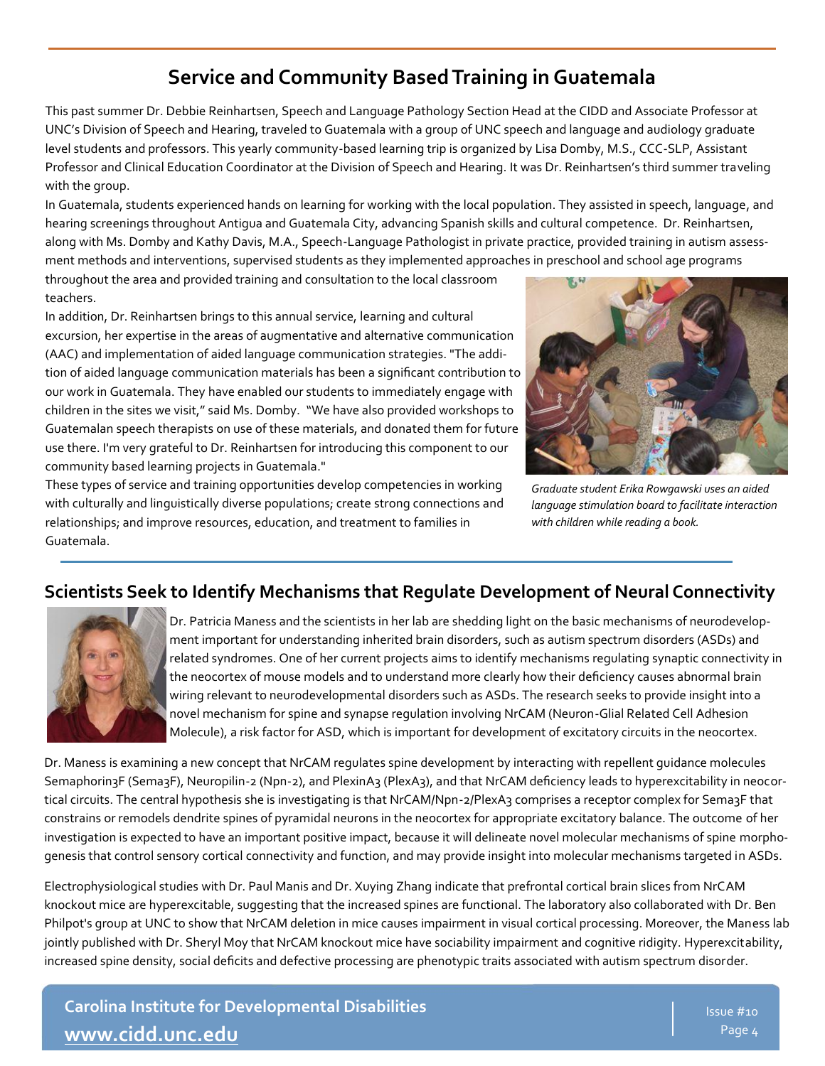## Service and Community Based Training in Guatemala

This past summer Dr. Debbie Reinhartsen, Speech and Language Pathology Section Head at the CIDD and Associate Professor at UNC's Division of Speech and Hearing, traveled to Guatemala with a group of UNC speech and language and audiology graduate level students and professors. This yearly community-based learning trip is organized by Lisa Domby, M.S., CCC-SLP, Assistant Professor and Clinical Education Coordinator at the Division of Speech and Hearing. It was Dr. Reinhartsen's third summer traveling with the group.

In Guatemala, students experienced hands on learning for working with the local population. They assisted in speech, language, and hearing screenings throughout Antigua and Guatemala City, advancing Spanish skills and cultural competence. Dr. Reinhartsen, along with Ms. Domby and Kathy Davis, M.A., Speech-Language Pathologist in private practice, provided training in autism assessment methods and interventions, supervised students as they implemented approaches in preschool and school age programs throughout the area and provided training and consultation to the local classroom teachers.

In addition, Dr. Reinhartsen brings to this annual service, learning and cultural excursion, her expertise in the areas of augmentative and alternative communication (AAC) and implementation of aided language communication strategies. "The addition of aided language communication materials has been a significant contribution to our work in Guatemala. They have enabled our students to immediately engage with children in the sites we visit," said Ms. Domby. "We have also provided workshops to Guatemalan speech therapists on use of these materials, and donated them for future use there. I'm very grateful to Dr. Reinhartsen for introducing this component to our community based learning projects in Guatemala."

*Graduate student Erika Rowgawski uses an aided language stimulation board to facilitate interaction with children while reading a book.*

These types of service and training opportunities develop competencies in working with culturally and linguistically diverse populations; create strong connections and relationships; and improve resources, education, and treatment to families in Guatemala.

## Scientists Seek to Identify Mechanisms that Regulate Development of Neural Connectivity

Dr. Patricia Maness and the scientists in her lab are shedding light on the basic mechanisms of neurodevelopment important for understanding inherited brain disorders, such as autism spectrum disorders (ASDs) and related syndromes. One of her current projects aims to identify mechanisms regulating synaptic connectivity in the neocortex of mouse models and to understand more clearly how their deficiency causes abnormal brain wiring relevant to neurodevelopmental disorders such as ASDs. The research seeks to provide insight into a novel mechanism for spine and synapse regulation involving NrCAM (Neuron-Glial Related Cell Adhesion Molecule), a risk factor for ASD, which is important for development of excitatory circuits in the neocortex.

Dr. Maness is examining a new concept that NrCAM regulates spine development by interacting with repellent guidance molecules Semaphorin3F (Sema3F), Neuropilin-2 (Npn-2), and PlexinA3 (PlexA3), and that NrCAM deficiency leads to hyperexcitability in neocortical circuits. The central hypothesis she is investigating is that NrCAM/Npn-2/PlexA3 comprises a receptor complex for Sema3F that constrains or remodels dendrite spines of pyramidal neurons in the neocortex for appropriate excitatory balance. The outcome of her investigation is expected to have an important positive impact, because it will delineate novel molecular mechanisms of spine morphogenesis that control sensory cortical connectivity and function, and may provide insight into molecular mechanisms targeted in ASDs.

Electrophysiological studies with Dr. Paul Manis and Dr. Xuying Zhang indicate that prefrontal cortical brain slices from NrCAM knockout mice are hyperexcitable, suggesting that the increased spines are functional. The laboratory also collaborated with Dr. Ben Philpot's group at UNC to show that NrCAM deletion in mice causes impairment in visual cortical processing. Moreover, the Maness lab jointly published with Dr. Sheryl Moy that NrCAM knockout mice have sociability impairment and cognitive ridigity. Hyperexcitability, increased spine density, social deficits and defective processing are phenotypic traits associated with autism spectrum disorder.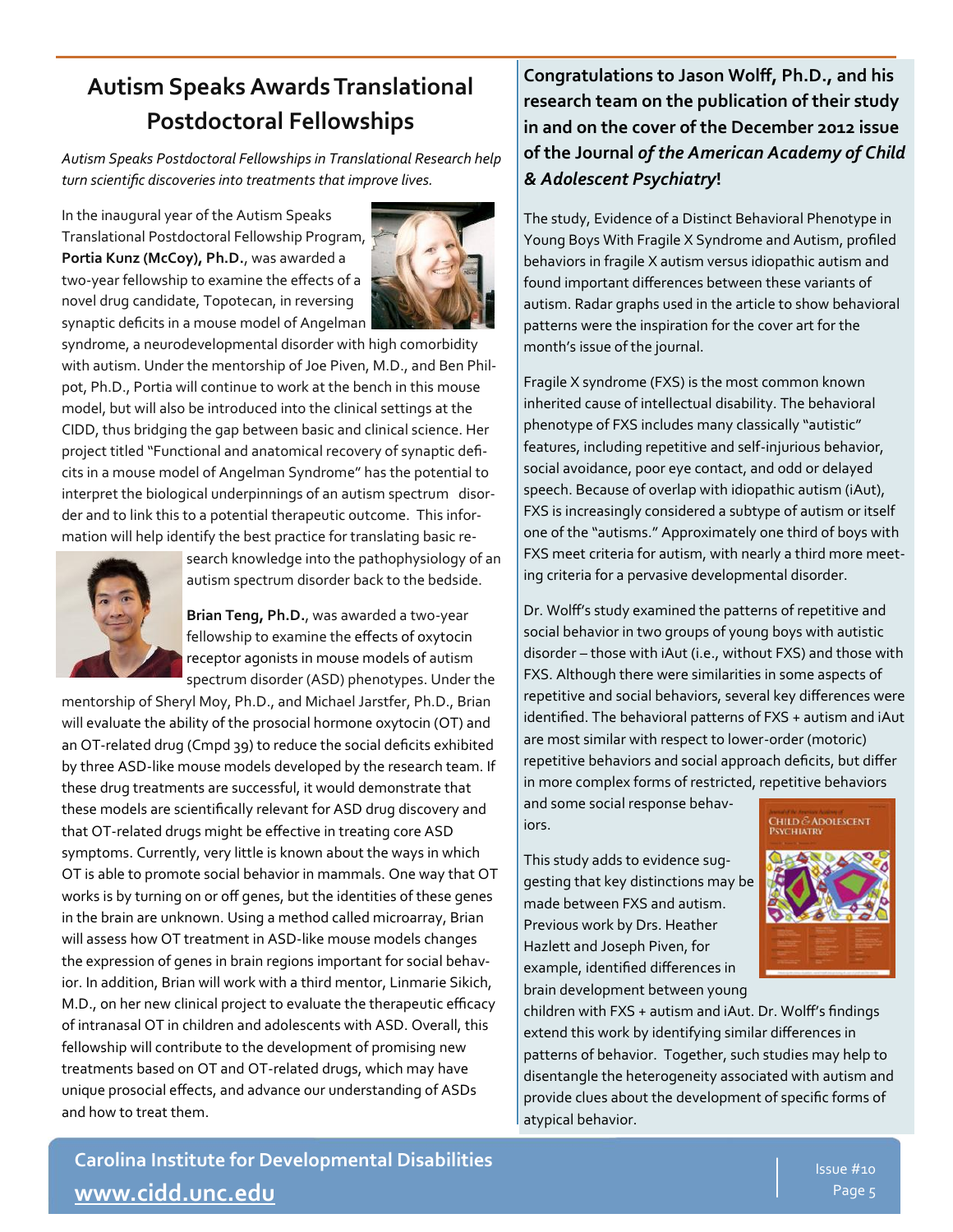## Autism Speaks Awards Translational Postdoctoral Fellowships

*Autism Speaks Postdoctoral Fellowships in Translational Research help turn scientific discoveries into treatments that improve lives.*

In the inaugural year of the Autism Speaks Translational Postdoctoral Fellowship Program, **Portia Kunz (McCoy), Ph.D.**, was awarded a two-year fellowship to examine the effects of a novel drug candidate, Topotecan, in reversing synaptic deficits in a mouse model of Angelman syndrome, a neurodevelopmental disorder with high comorbidity with autism. Under the mentorship of Joe Piven, M.D., and Ben Philpot, Ph.D., Portia will continue to work at the bench in this mouse model, but will also be introduced into the clinical settings at the CIDD, thus bridging the gap between basic and clinical science. Her project titled "Functional and anatomical recovery of synaptic deficits in a mouse model of Angelman Syndrome" has the potential to interpret the biological underpinnings of an autism spectrum disorder and to link this to a potential therapeutic outcome. This information will help identify the best practice for translating basic research knowledge into the pathophysiology of an autism spectrum disorder back to the bedside.

**Brian Teng, Ph.D.**, was awarded a two-year fellowship to examine the effects of oxytocin receptor agonists in mouse models of autism spectrum disorder (ASD) phenotypes. Under the mentorship of Sheryl Moy, Ph.D., and Michael Jarstfer, Ph.D., Brian will evaluate the ability of the prosocial hormone oxytocin (OT) and an OT-related drug (Cmpd 39) to reduce the social deficits exhibited by three ASD-like mouse models developed by the research team. If these drug treatments are successful, it would demonstrate that these models are scientifically relevant for ASD drug discovery and that OT-related drugs might be effective in treating core ASD symptoms. Currently, very little is known about the ways in which OT is able to promote social behavior in mammals. One way that OT works is by turning on or off genes, but the identities of these genes in the brain are unknown. Using a method called microarray, Brian will assess how OT treatment in ASD-like mouse models changes the expression of genes in brain regions important for social behavior. In addition, Brian will work with a third mentor, Linmarie Sikich, M.D., on her new clinical project to evaluate the therapeutic efficacy of intranasal OT in children and adolescents with ASD. Overall, this fellowship will contribute to the development of promising new treatments based on OT and OT-related drugs, which may have unique prosocial effects, and advance our understanding of ASDs and how to treat them.

### Congratulations to Jason Wolff, Ph.D., and his research team on the publication of their study in and on the cover of the December 2012 issue of the Journal *of the American Academy of Child & Adolescent Psychiatry*!

The study, Evidence of a Distinct Behavioral Phenotype in Young Boys With Fragile X Syndrome and Autism, profiled behaviors in fragile X autism versus idiopathic autism and found important differences between these variants of autism. Radar graphs used in the article to show behavioral patterns were the inspiration for the cover art for the month's issue of the journal.

Fragile X syndrome (FXS) is the most common known inherited cause of intellectual disability. The behavioral phenotype of FXS includes many classically "autistic" features, including repetitive and self-injurious behavior, social avoidance, poor eye contact, and odd or delayed speech. Because of overlap with idiopathic autism (iAut), FXS is increasingly considered a subtype of autism or itself one of the "autisms." Approximately one third of boys with FXS meet criteria for autism, with nearly a third more meeting criteria for a pervasive developmental disorder.

Dr. Wolff's study examined the patterns of repetitive and social behavior in two groups of young boys with autistic disorder – those with iAut (i.e., without FXS) and those with FXS. Although there were similarities in some aspects of repetitive and social behaviors, several key differences were identified. The behavioral patterns of FXS + autism and iAut are most similar with respect to lower-order (motoric) repetitive behaviors and social approach deficits, but differ in more complex forms of restricted, repetitive behaviors and some social response behaviors.

This study adds to evidence suggesting that key distinctions may be made between FXS and autism. Previous work by Drs. Heather Hazlett and Joseph Piven, for example, identified differences in brain development between young children with FXS + autism and iAut. Dr. Wolff's findings extend this work by identifying similar differences in patterns of behavior. Together, such studies may help to disentangle the heterogeneity associated with autism and provide clues about the development of specific forms of atypical behavior.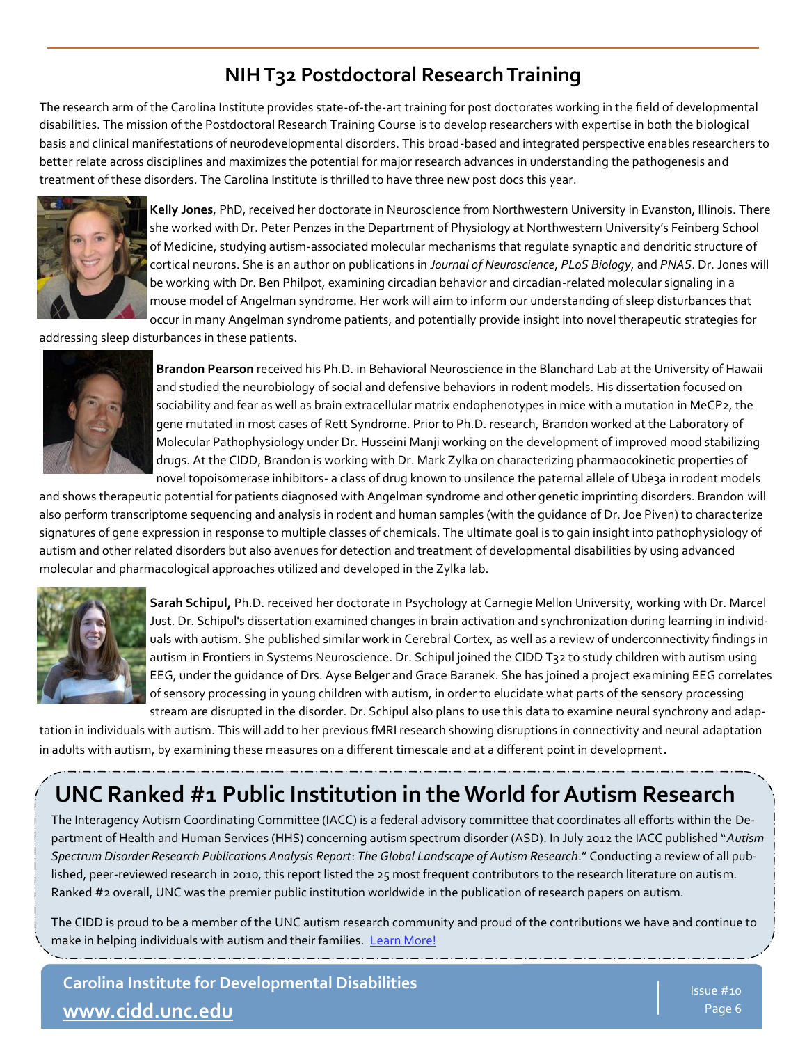## NIH T32 Postdoctoral Research Training

The research arm of the Carolina Institute provides state-of-the-art training for post doctorates working in the field of developmental disabilities. The mission of the Postdoctoral Research Training Course is to develop researchers with expertise in both the biological basis and clinical manifestations of neurodevelopmental disorders. This broad-based and integrated perspective enables researchers to better relate across disciplines and maximizes the potential for major research advances in understanding the pathogenesis and treatment of these disorders. The Carolina Institute is thrilled to have three new post docs this year.

**Kelly Jones**, PhD, received her doctorate in Neuroscience from Northwestern University in Evanston, Illinois. There she worked with Dr. Peter Penzes in the Department of Physiology at Northwestern University's Feinberg School of Medicine, studying autism-associated molecular mechanisms that regulate synaptic and dendritic structure of cortical neurons. She is an author on publications in *Journal of Neuroscience*, *PLoS Biology*, and *PNAS*. Dr. Jones will be working with Dr. Ben Philpot, examining circadian behavior and circadian-related molecular signaling in a mouse model of Angelman syndrome. Her work will aim to inform our understanding of sleep disturbances that occur in many Angelman syndrome patients, and potentially provide insight into novel therapeutic strategies for addressing sleep disturbances in these patients.

**Brandon Pearson** received his Ph.D. in Behavioral Neuroscience in the Blanchard Lab at the University of Hawaii and studied the neurobiology of social and defensive behaviors in rodent models. His dissertation focused on sociability and fear as well as brain extracellular matrix endophenotypes in mice with a mutation in MeCP2, the gene mutated in most cases of Rett Syndrome. Prior to Ph.D. research, Brandon worked at the Laboratory of Molecular Pathophysiology under Dr. Husseini Manji working on the development of improved mood stabilizing drugs. At the CIDD, Brandon is working with Dr. Mark Zylka on characterizing pharmaocokinetic properties of novel topoisomerase inhibitors- a class of drug known to unsilence the paternal allele of Ube3a in rodent models and shows therapeutic potential for patients diagnosed with Angelman syndrome and other genetic imprinting disorders. Brandon will also perform transcriptome sequencing and analysis in rodent and human samples (with the guidance of Dr. Joe Piven) to characterize signatures of gene expression in response to multiple classes of chemicals. The ultimate goal is to gain insight into pathophysiology of autism and other related disorders but also avenues for detection and treatment of developmental disabilities by using advanced molecular and pharmacological approaches utilized and developed in the Zylka lab.

**Sarah Schipul,** Ph.D. received her doctorate in Psychology at Carnegie Mellon University, working with Dr. Marcel Just. Dr. Schipul's dissertation examined changes in brain activation and synchronization during learning in individuals with autism. She published similar work in Cerebral Cortex, as well as a review of underconnectivity findings in autism in Frontiers in Systems Neuroscience. Dr. Schipul joined the CIDD T32 to study children with autism using EEG, under the guidance of Drs. Ayse Belger and Grace Baranek. She has joined a project examining EEG correlates of sensory processing in young children with autism, in order to elucidate what parts of the sensory processing stream are disrupted in the disorder. Dr. Schipul also plans to use this data to examine neural synchrony and adaptation in individuals with autism. This will add to her previous fMRI research showing disruptions in connectivity and neural adaptation in adults with autism, by examining these measures on a different timescale and at a different point in development.

## UNC Ranked #1 Public Institution in the World for Autism Research

The Interagency Autism Coordinating Committee (IACC) is a federal advisory committee that coordinates all efforts within the Department of Health and Human Services (HHS) concerning autism spectrum disorder (ASD). In July 2012 the IACC published "*Autism Spectrum Disorder Research Publications Analysis Report*: *The Global Landscape of Autism Research*." Conducting a review of all published, peer-reviewed research in 2010, this report listed the 25 most frequent contributors to the research literature on autism. Ranked #2 overall, UNC was the premier public institution worldwide in the publication of research papers on autism.

The CIDD is proud to be a member of the UNC autism research community and proud of the contributions we have and continue to make in helping individuals with autism and their families. Learn More!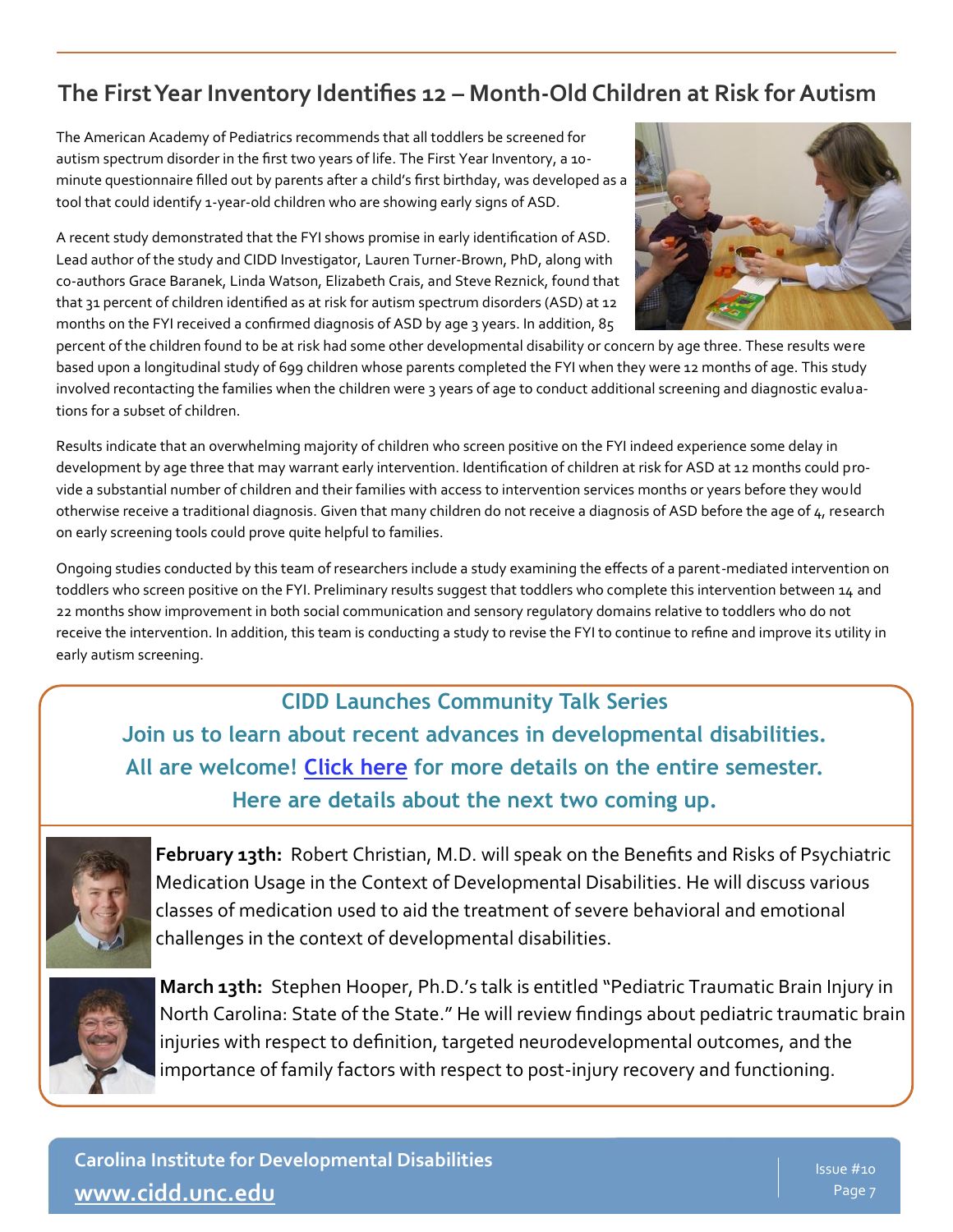## The First Year Inventory Identifies 12 – Month-Old Children at Risk for Autism

The American Academy of Pediatrics recommends that all toddlers be screened for autism spectrum disorder in the first two years of life. The First Year Inventory, a 10-minute questionnaire filled out by parents after a child's first birthday, was developed as a tool that could identify 1-year-old children who are showing early signs of ASD.

A recent study demonstrated that the FYI shows promise in early identification of ASD. Lead author of the study and CIDD Investigator, Lauren Turner-Brown, PhD, along with co-authors Grace Baranek, Linda Watson, Elizabeth Crais, and Steve Reznick, found that that 31 percent of children identified as at risk for autism spectrum disorders (ASD) at 12 months on the FYI received a confirmed diagnosis of ASD by age 3 years. In addition, 85 percent of the children found to be at risk had some other developmental disability or concern by age three. These results were based upon a longitudinal study of 699 children whose parents completed the FYI when they were 12 months of age. This study involved recontacting the families when the children were 3 years of age to conduct additional screening and diagnostic evaluations for a subset of children.

Results indicate that an overwhelming majority of children who screen positive on the FYI indeed experience some delay in development by age three that may warrant early intervention. Identification of children at risk for ASD at 12 months could provide a substantial number of children and their families with access to intervention services months or years before they would otherwise receive a traditional diagnosis. Given that many children do not receive a diagnosis of ASD before the age of 4, research on early screening tools could prove quite helpful to families.

Ongoing studies conducted by this team of researchers include a study examining the effects of a parent-mediated intervention on toddlers who screen positive on the FYI. Preliminary results suggest that toddlers who complete this intervention between 14 and 22 months show improvement in both social communication and sensory regulatory domains relative to toddlers who do not receive the intervention. In addition, this team is conducting a study to revise the FYI to continue to refine and improve its utility in early autism screening.

### CIDD Launches Community Talk Series

**Join us to learn about recent advances in developmental disabilities. All are welcome! Click here for more details on the entire semester. Here are details about the next two coming up.**

**February 13th:** Robert Christian, M.D. will speak on the Benefits and Risks of Psychiatric Medication Usage in the Context of Developmental Disabilities. He will discuss various classes of medication used to aid the treatment of severe behavioral and emotional challenges in the context of developmental disabilities.

**March 13th:** Stephen Hooper, Ph.D.'s talk is entitled "Pediatric Traumatic Brain Injury in North Carolina: State of the State." He will review findings about pediatric traumatic brain injuries with respect to definition, targeted neurodevelopmental outcomes, and the importance of family factors with respect to post-injury recovery and functioning.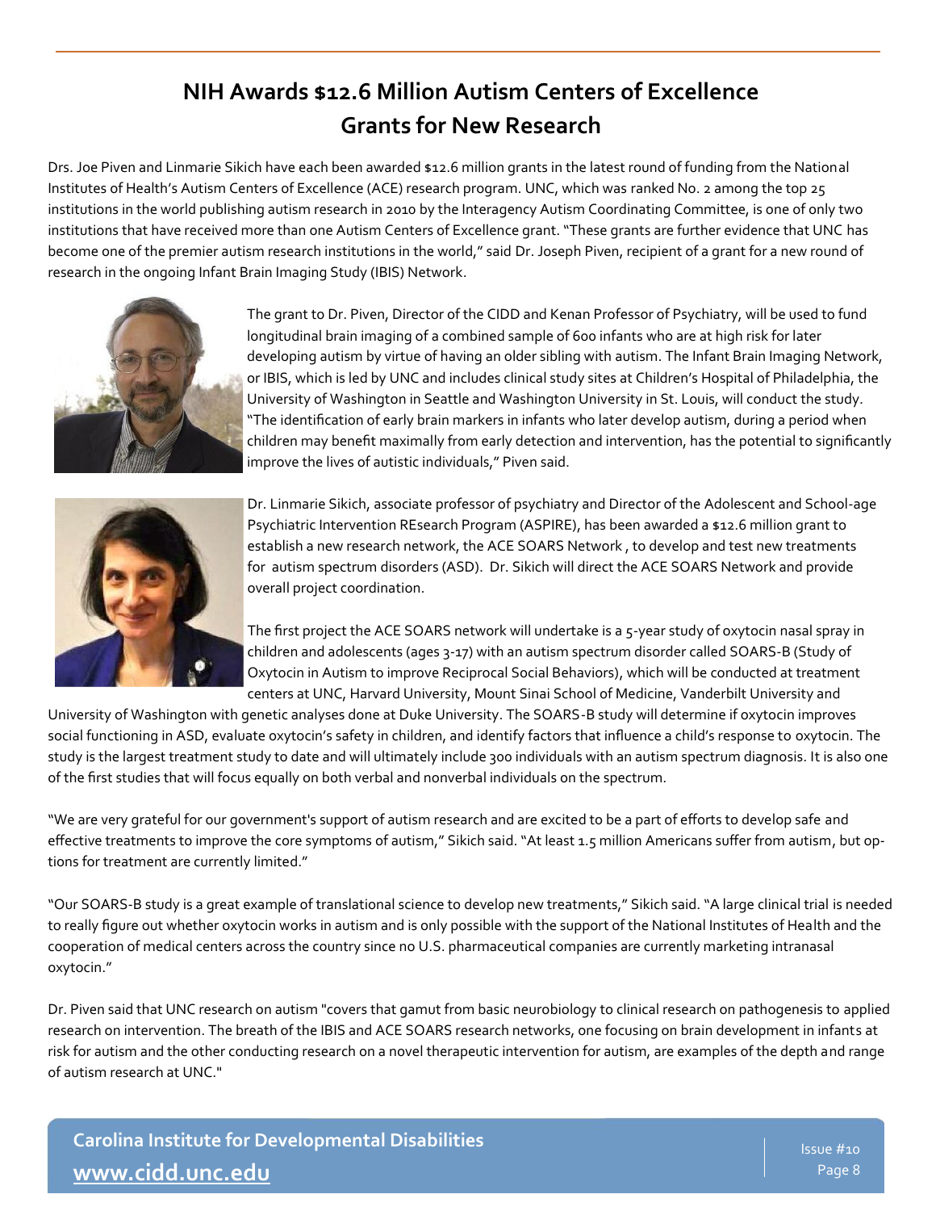# NIH Awards $12.6 Million Autism Centers of Excellence Grants for New Research

Drs. Joe Piven and Linmarie Sikich have each been awarded $12.6 million grants in the latest round of funding from the National Institutes of Health's Autism Centers of Excellence (ACE) research program. UNC, which was ranked No. 2 among the top 25 institutions in the world publishing autism research in 2010 by the Interagency Autism Coordinating Committee, is one of only two institutions that have received more than one Autism Centers of Excellence grant. "These grants are further evidence that UNC has become one of the premier autism research institutions in the world," said Dr. Joseph Piven, recipient of a grant for a new round of research in the ongoing Infant Brain Imaging Study (IBIS) Network.

The grant to Dr. Piven, Director of the CIDD and Kenan Professor of Psychiatry, will be used to fund longitudinal brain imaging of a combined sample of 600 infants who are at high risk for later developing autism by virtue of having an older sibling with autism. The Infant Brain Imaging Network, or IBIS, which is led by UNC and includes clinical study sites at Children's Hospital of Philadelphia, the University of Washington in Seattle and Washington University in St. Louis, will conduct the study. "The identification of early brain markers in infants who later develop autism, during a period when children may benefit maximally from early detection and intervention, has the potential to significantly improve the lives of autistic individuals," Piven said.

Dr. Linmarie Sikich, associate professor of psychiatry and Director of the Adolescent and School-age Psychiatric Intervention REsearch Program (ASPIRE), has been awarded a $12.6 million grant to establish a new research network, the ACE SOARS Network , to develop and test new treatments for autism spectrum disorders (ASD). Dr. Sikich will direct the ACE SOARS Network and provide overall project coordination.

The first project the ACE SOARS network will undertake is a 5-year study of oxytocin nasal spray in children and adolescents (ages 3-17) with an autism spectrum disorder called SOARS-B (Study of Oxytocin in Autism to improve Reciprocal Social Behaviors), which will be conducted at treatment centers at UNC, Harvard University, Mount Sinai School of Medicine, Vanderbilt University and University of Washington with genetic analyses done at Duke University. The SOARS-B study will determine if oxytocin improves social functioning in ASD, evaluate oxytocin's safety in children, and identify factors that influence a child's response to oxytocin. The study is the largest treatment study to date and will ultimately include 300 individuals with an autism spectrum diagnosis. It is also one of the first studies that will focus equally on both verbal and nonverbal individuals on the spectrum.

"We are very grateful for our government's support of autism research and are excited to be a part of efforts to develop safe and effective treatments to improve the core symptoms of autism," Sikich said. "At least 1.5 million Americans suffer from autism, but options for treatment are currently limited."

"Our SOARS-B study is a great example of translational science to develop new treatments," Sikich said. "A large clinical trial is needed to really figure out whether oxytocin works in autism and is only possible with the support of the National Institutes of Health and the cooperation of medical centers across the country since no U.S. pharmaceutical companies are currently marketing intranasal oxytocin."

Dr. Piven said that UNC research on autism "covers that gamut from basic neurobiology to clinical research on pathogenesis to applied research on intervention. The breath of the IBIS and ACE SOARS research networks, one focusing on brain development in infants at risk for autism and the other conducting research on a novel therapeutic intervention for autism, are examples of the depth and range of autism research at UNC."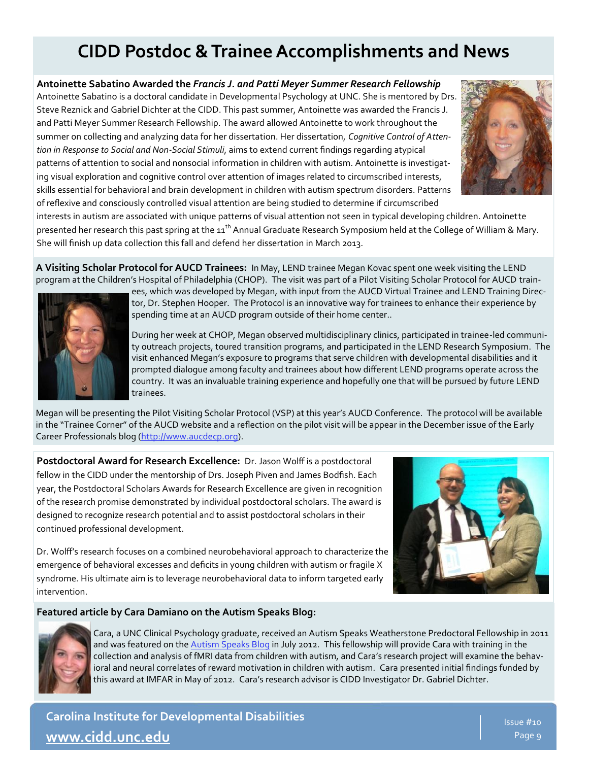# CIDD Postdoc & Trainee Accomplishments and News

**Antoinette Sabatino Awarded the *Francis J. and Patti Meyer Summer Research Fellowship***

Antoinette Sabatino is a doctoral candidate in Developmental Psychology at UNC. She is mentored by Drs. Steve Reznick and Gabriel Dichter at the CIDD. This past summer, Antoinette was awarded the Francis J. and Patti Meyer Summer Research Fellowship. The award allowed Antoinette to work throughout the summer on collecting and analyzing data for her dissertation. Her dissertation, *Cognitive Control of Attention in Response to Social and Non-Social Stimuli*, aims to extend current findings regarding atypical patterns of attention to social and nonsocial information in children with autism. Antoinette is investigating visual exploration and cognitive control over attention of images related to circumscribed interests, skills essential for behavioral and brain development in children with autism spectrum disorders. Patterns of reflexive and consciously controlled visual attention are being studied to determine if circumscribed interests in autism are associated with unique patterns of visual attention not seen in typical developing children. Antoinette presented her research this past spring at the 11th Annual Graduate Research Symposium held at the College of William & Mary. She will finish up data collection this fall and defend her dissertation in March 2013.

**A Visiting Scholar Protocol for AUCD Trainees:** In May, LEND trainee Megan Kovac spent one week visiting the LEND program at the Children's Hospital of Philadelphia (CHOP). The visit was part of a Pilot Visiting Scholar Protocol for AUCD trainees, which was developed by Megan, with input from the AUCD Virtual Trainee and LEND Training Director, Dr. Stephen Hooper. The Protocol is an innovative way for trainees to enhance their experience by spending time at an AUCD program outside of their home center..

During her week at CHOP, Megan observed multidisciplinary clinics, participated in trainee-led community outreach projects, toured transition programs, and participated in the LEND Research Symposium. The visit enhanced Megan's exposure to programs that serve children with developmental disabilities and it prompted dialogue among faculty and trainees about how different LEND programs operate across the country. It was an invaluable training experience and hopefully one that will be pursued by future LEND trainees.

Megan will be presenting the Pilot Visiting Scholar Protocol (VSP) at this year's AUCD Conference. The protocol will be available in the "Trainee Corner" of the AUCD website and a reflection on the pilot visit will be appear in the December issue of the Early Career Professionals blog (http://www.aucdecp.org).

**Postdoctoral Award for Research Excellence:** Dr. Jason Wolff is a postdoctoral fellow in the CIDD under the mentorship of Drs. Joseph Piven and James Bodfish. Each year, the Postdoctoral Scholars Awards for Research Excellence are given in recognition of the research promise demonstrated by individual postdoctoral scholars. The award is designed to recognize research potential and to assist postdoctoral scholars in their continued professional development.

Dr. Wolff's research focuses on a combined neurobehavioral approach to characterize the emergence of behavioral excesses and deficits in young children with autism or fragile X syndrome. His ultimate aim is to leverage neurobehavioral data to inform targeted early intervention.

**Featured article by Cara Damiano on the Autism Speaks Blog:**

Cara, a UNC Clinical Psychology graduate, received an Autism Speaks Weatherstone Predoctoral Fellowship in 2011 and was featured on the Autism Speaks Blog in July 2012. This fellowship will provide Cara with training in the collection and analysis of fMRI data from children with autism, and Cara's research project will examine the behavioral and neural correlates of reward motivation in children with autism. Cara presented initial findings funded by this award at IMFAR in May of 2012. Cara's research advisor is CIDD Investigator Dr. Gabriel Dichter.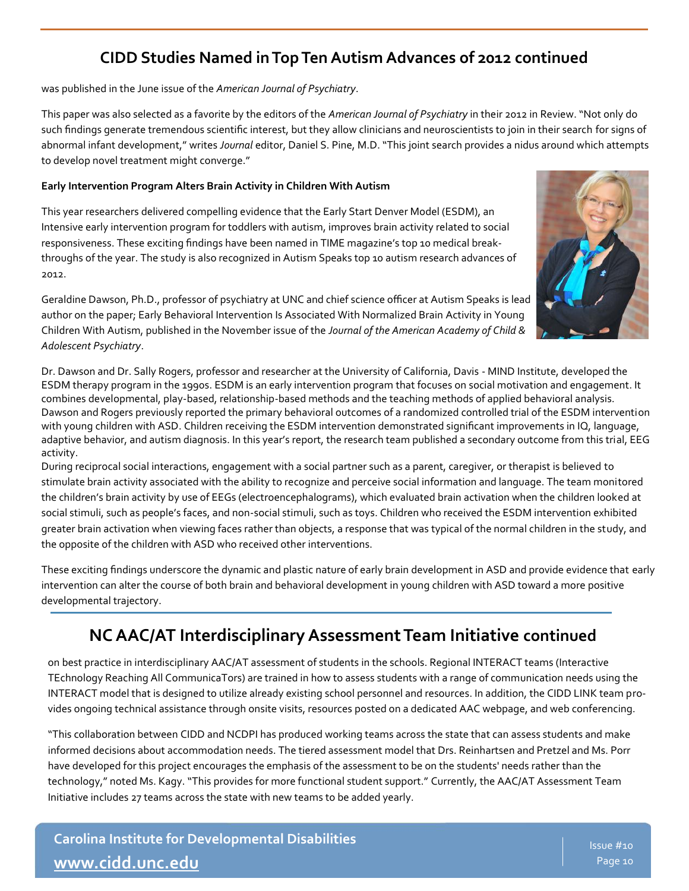## CIDD Studies Named in Top Ten Autism Advances of 2012 continued

was published in the June issue of the *American Journal of Psychiatry*.

This paper was also selected as a favorite by the editors of the *American Journal of Psychiatry* in their 2012 in Review. "Not only do such findings generate tremendous scientific interest, but they allow clinicians and neuroscientists to join in their search for signs of abnormal infant development," writes *Journal* editor, Daniel S. Pine, M.D. "This joint search provides a nidus around which attempts to develop novel treatment might converge."

**Early Intervention Program Alters Brain Activity in Children With Autism**

This year researchers delivered compelling evidence that the Early Start Denver Model (ESDM), an Intensive early intervention program for toddlers with autism, improves brain activity related to social responsiveness. These exciting findings have been named in TIME magazine's top 10 medical breakthroughs of the year. The study is also recognized in Autism Speaks top 10 autism research advances of 2012.

Geraldine Dawson, Ph.D., professor of psychiatry at UNC and chief science officer at Autism Speaks is lead author on the paper; Early Behavioral Intervention Is Associated With Normalized Brain Activity in Young Children With Autism, published in the November issue of the *Journal of the American Academy of Child & Adolescent Psychiatry*.

Dr. Dawson and Dr. Sally Rogers, professor and researcher at the University of California, Davis - MIND Institute, developed the ESDM therapy program in the 1990s. ESDM is an early intervention program that focuses on social motivation and engagement. It combines developmental, play-based, relationship-based methods and the teaching methods of applied behavioral analysis. Dawson and Rogers previously reported the primary behavioral outcomes of a randomized controlled trial of the ESDM intervention with young children with ASD. Children receiving the ESDM intervention demonstrated significant improvements in IQ, language, adaptive behavior, and autism diagnosis. In this year's report, the research team published a secondary outcome from this trial, EEG activity.

During reciprocal social interactions, engagement with a social partner such as a parent, caregiver, or therapist is believed to stimulate brain activity associated with the ability to recognize and perceive social information and language. The team monitored the children's brain activity by use of EEGs (electroencephalograms), which evaluated brain activation when the children looked at social stimuli, such as people's faces, and non-social stimuli, such as toys. Children who received the ESDM intervention exhibited greater brain activation when viewing faces rather than objects, a response that was typical of the normal children in the study, and the opposite of the children with ASD who received other interventions.

These exciting findings underscore the dynamic and plastic nature of early brain development in ASD and provide evidence that early intervention can alter the course of both brain and behavioral development in young children with ASD toward a more positive developmental trajectory.

## NC AAC/AT Interdisciplinary Assessment Team Initiative continued

on best practice in interdisciplinary AAC/AT assessment of students in the schools. Regional INTERACT teams (Interactive TEchnology Reaching All CommunicaTors) are trained in how to assess students with a range of communication needs using the INTERACT model that is designed to utilize already existing school personnel and resources. In addition, the CIDD LINK team provides ongoing technical assistance through onsite visits, resources posted on a dedicated AAC webpage, and web conferencing.

"This collaboration between CIDD and NCDPI has produced working teams across the state that can assess students and make informed decisions about accommodation needs. The tiered assessment model that Drs. Reinhartsen and Pretzel and Ms. Porr have developed for this project encourages the emphasis of the assessment to be on the students' needs rather than the technology," noted Ms. Kagy. "This provides for more functional student support." Currently, the AAC/AT Assessment Team Initiative includes 27 teams across the state with new teams to be added yearly.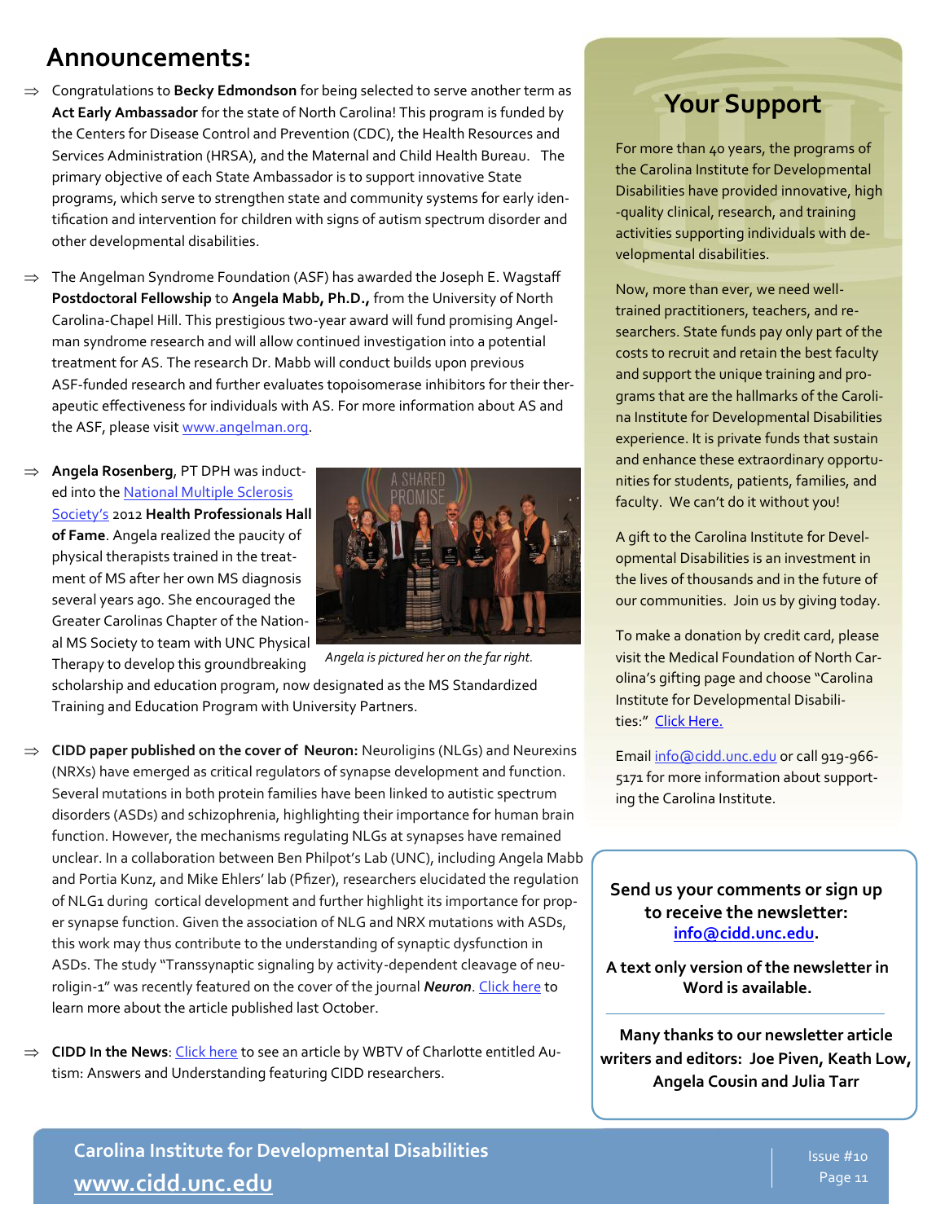## Announcements:

- Congratulations to **Becky Edmondson** for being selected to serve another term as **Act Early Ambassador** for the state of North Carolina! This program is funded by the Centers for Disease Control and Prevention (CDC), the Health Resources and Services Administration (HRSA), and the Maternal and Child Health Bureau. The primary objective of each State Ambassador is to support innovative State programs, which serve to strengthen state and community systems for early identification and intervention for children with signs of autism spectrum disorder and other developmental disabilities.

- The Angelman Syndrome Foundation (ASF) has awarded the Joseph E. Wagstaff **Postdoctoral Fellowship** to **Angela Mabb, Ph.D.,** from the University of North Carolina-Chapel Hill. This prestigious two-year award will fund promising Angelman syndrome research and will allow continued investigation into a potential treatment for AS. The research Dr. Mabb will conduct builds upon previous ASF-funded research and further evaluates topoisomerase inhibitors for their therapeutic effectiveness for individuals with AS. For more information about AS and the ASF, please visit [www.angelman.org](www.angelman.org).

- **Angela Rosenberg**, PT DPH was inducted into the [National Multiple Sclerosis Society's]() 2012 **Health Professionals Hall of Fame**. Angela realized the paucity of physical therapists trained in the treatment of MS after her own MS diagnosis several years ago. She encouraged the Greater Carolinas Chapter of the National MS Society to team with UNC Physical Therapy to develop this groundbreaking scholarship and education program, now designated as the MS Standardized Training and Education Program with University Partners.

  *Angela is pictured her on the far right.*

- **CIDD paper published on the cover of Neuron:** Neuroligins (NLGs) and Neurexins (NRXs) have emerged as critical regulators of synapse development and function. Several mutations in both protein families have been linked to autistic spectrum disorders (ASDs) and schizophrenia, highlighting their importance for human brain function. However, the mechanisms regulating NLGs at synapses have remained unclear. In a collaboration between Ben Philpot's Lab (UNC), including Angela Mabb and Portia Kunz, and Mike Ehlers' lab (Pfizer), researchers elucidated the regulation of NLG1 during cortical development and further highlight its importance for proper synapse function. Given the association of NLG and NRX mutations with ASDs, this work may thus contribute to the understanding of synaptic dysfunction in ASDs. The study "Transsynaptic signaling by activity-dependent cleavage of neuroligin-1" was recently featured on the cover of the journal ***Neuron***. [Click here]() to learn more about the article published last October.

- **CIDD In the News**: [Click here]() to see an article by WBTV of Charlotte entitled Autism: Answers and Understanding featuring CIDD researchers.

## Your Support

For more than 40 years, the programs of the Carolina Institute for Developmental Disabilities have provided innovative, high-quality clinical, research, and training activities supporting individuals with developmental disabilities.

Now, more than ever, we need well-trained practitioners, teachers, and researchers. State funds pay only part of the costs to recruit and retain the best faculty and support the unique training and programs that are the hallmarks of the Carolina Institute for Developmental Disabilities experience. It is private funds that sustain and enhance these extraordinary opportunities for students, patients, families, and faculty. We can't do it without you!

A gift to the Carolina Institute for Developmental Disabilities is an investment in the lives of thousands and in the future of our communities. Join us by giving today.

To make a donation by credit card, please visit the Medical Foundation of North Carolina's gifting page and choose "Carolina Institute for Developmental Disabilities:" [Click Here.]()

Email [info@cidd.unc.edu](mailto:info@cidd.unc.edu) or call 919-966-5171 for more information about supporting the Carolina Institute.

**Send us your comments or sign up to receive the newsletter: [info@cidd.unc.edu](mailto:info@cidd.unc.edu).**

**A text only version of the newsletter in Word is available.**

---

**Many thanks to our newsletter article writers and editors: Joe Piven, Keath Low, Angela Cousin and Julia Tarr**

**Carolina Institute for Developmental Disabilities**
**[www.cidd.unc.edu](www.cidd.unc.edu)**